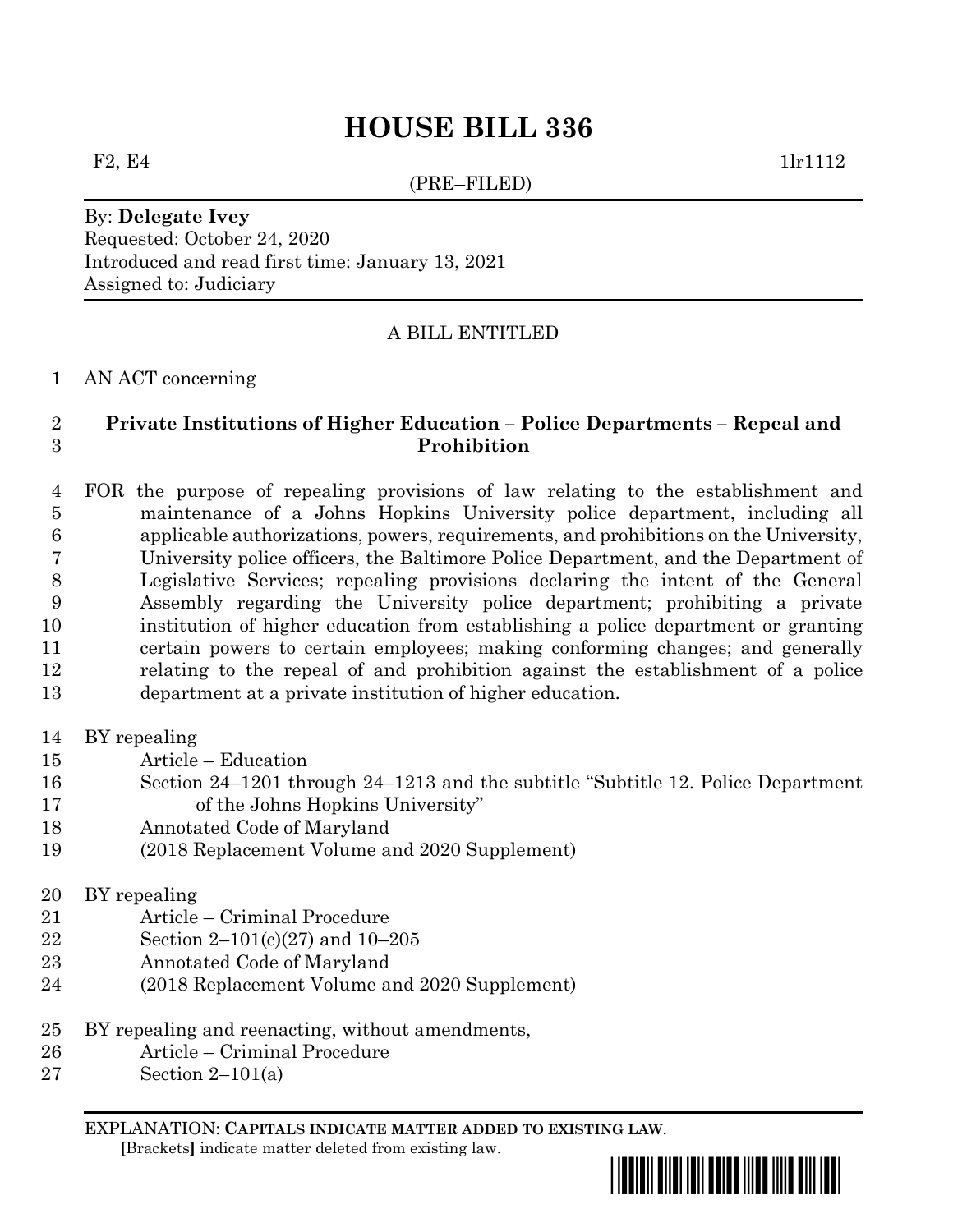# HOUSE BILL 336

F2, E4 1lr1112

(PRE–FILED)

By: **Delegate Ivey**
Requested: October 24, 2020
Introduced and read first time: January 13, 2021
Assigned to: Judiciary

A BILL ENTITLED

AN ACT concerning

**Private Institutions of Higher Education – Police Departments – Repeal and Prohibition**

FOR the purpose of repealing provisions of law relating to the establishment and maintenance of a Johns Hopkins University police department, including all applicable authorizations, powers, requirements, and prohibitions on the University, University police officers, the Baltimore Police Department, and the Department of Legislative Services; repealing provisions declaring the intent of the General Assembly regarding the University police department; prohibiting a private institution of higher education from establishing a police department or granting certain powers to certain employees; making conforming changes; and generally relating to the repeal of and prohibition against the establishment of a police department at a private institution of higher education.

BY repealing
Article – Education
Section 24–1201 through 24–1213 and the subtitle "Subtitle 12. Police Department of the Johns Hopkins University"
Annotated Code of Maryland
(2018 Replacement Volume and 2020 Supplement)

BY repealing
Article – Criminal Procedure
Section 2–101(c)(27) and 10–205
Annotated Code of Maryland
(2018 Replacement Volume and 2020 Supplement)

BY repealing and reenacting, without amendments,
Article – Criminal Procedure
Section 2–101(a)

EXPLANATION: **CAPITALS INDICATE MATTER ADDED TO EXISTING LAW**.
**[**Brackets**]** indicate matter deleted from existing law.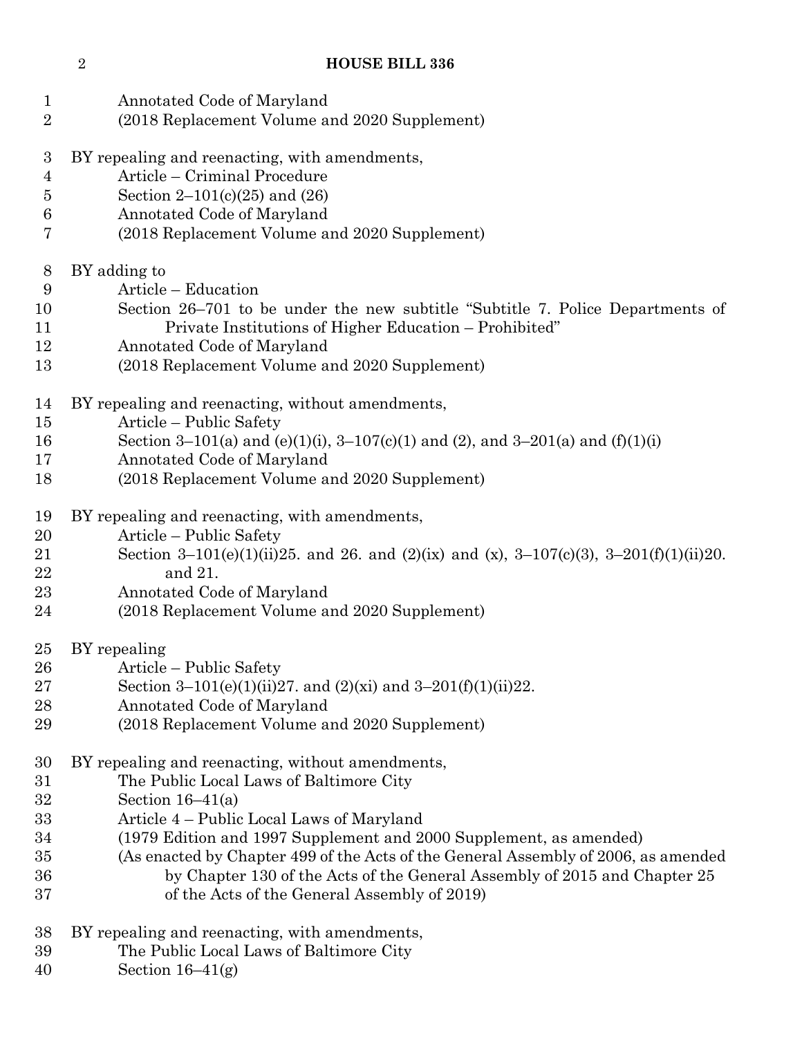Annotated Code of Maryland
(2018 Replacement Volume and 2020 Supplement)

BY repealing and reenacting, with amendments,
Article – Criminal Procedure
Section 2–101(c)(25) and (26)
Annotated Code of Maryland
(2018 Replacement Volume and 2020 Supplement)

BY adding to
Article – Education
Section 26–701 to be under the new subtitle "Subtitle 7. Police Departments of Private Institutions of Higher Education – Prohibited"
Annotated Code of Maryland
(2018 Replacement Volume and 2020 Supplement)

BY repealing and reenacting, without amendments,
Article – Public Safety
Section 3–101(a) and (e)(1)(i), 3–107(c)(1) and (2), and 3–201(a) and (f)(1)(i)
Annotated Code of Maryland
(2018 Replacement Volume and 2020 Supplement)

BY repealing and reenacting, with amendments,
Article – Public Safety
Section 3–101(e)(1)(ii)25. and 26. and (2)(ix) and (x), 3–107(c)(3), 3–201(f)(1)(ii)20. and 21.
Annotated Code of Maryland
(2018 Replacement Volume and 2020 Supplement)

BY repealing
Article – Public Safety
Section 3–101(e)(1)(ii)27. and (2)(xi) and 3–201(f)(1)(ii)22.
Annotated Code of Maryland
(2018 Replacement Volume and 2020 Supplement)

BY repealing and reenacting, without amendments,
The Public Local Laws of Baltimore City
Section 16–41(a)
Article 4 – Public Local Laws of Maryland
(1979 Edition and 1997 Supplement and 2000 Supplement, as amended)
(As enacted by Chapter 499 of the Acts of the General Assembly of 2006, as amended by Chapter 130 of the Acts of the General Assembly of 2015 and Chapter 25 of the Acts of the General Assembly of 2019)

BY repealing and reenacting, with amendments,
The Public Local Laws of Baltimore City
Section 16–41(g)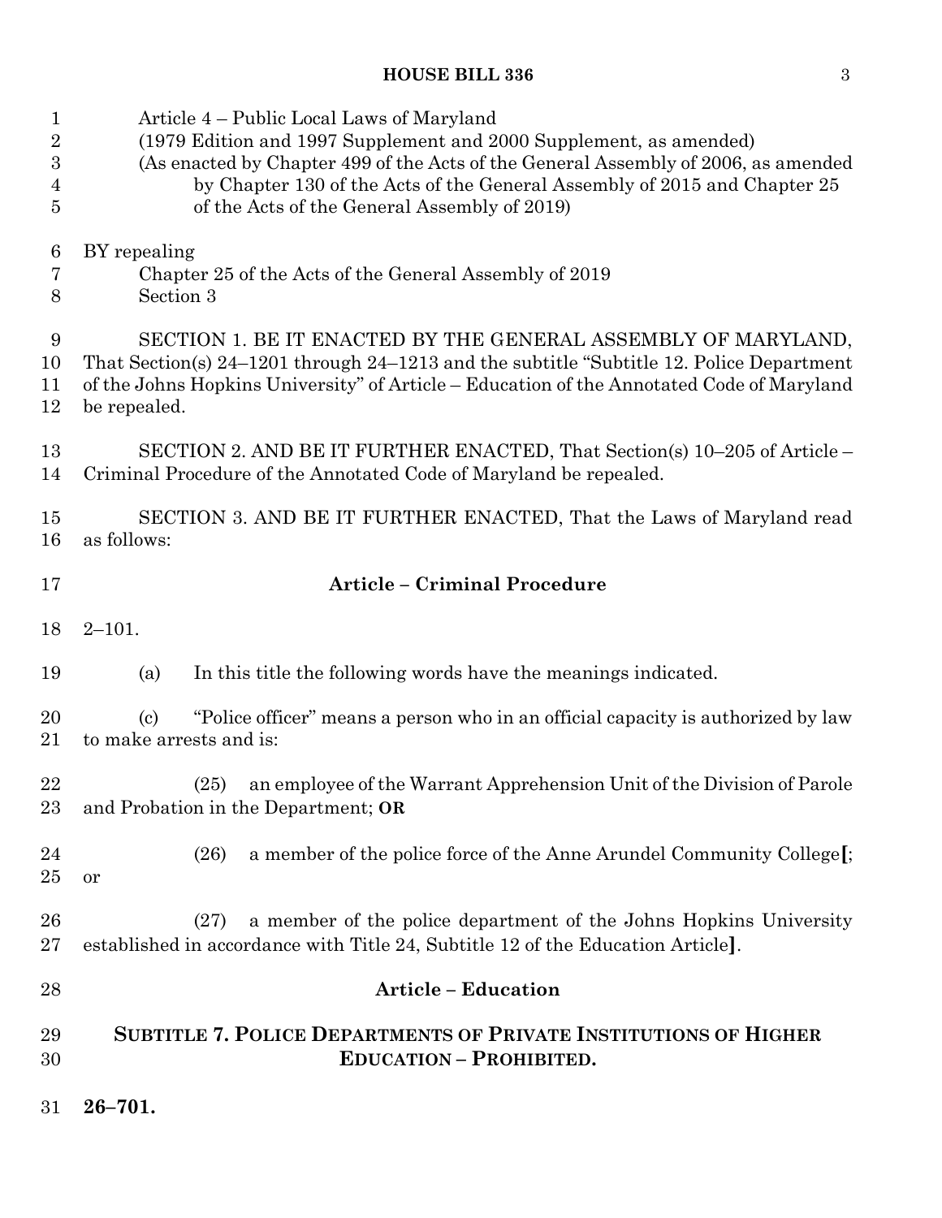Article 4 – Public Local Laws of Maryland
(1979 Edition and 1997 Supplement and 2000 Supplement, as amended)
(As enacted by Chapter 499 of the Acts of the General Assembly of 2006, as amended by Chapter 130 of the Acts of the General Assembly of 2015 and Chapter 25 of the Acts of the General Assembly of 2019)

BY repealing
Chapter 25 of the Acts of the General Assembly of 2019
Section 3

SECTION 1. BE IT ENACTED BY THE GENERAL ASSEMBLY OF MARYLAND, That Section(s) 24–1201 through 24–1213 and the subtitle "Subtitle 12. Police Department of the Johns Hopkins University" of Article – Education of the Annotated Code of Maryland be repealed.

SECTION 2. AND BE IT FURTHER ENACTED, That Section(s) 10–205 of Article – Criminal Procedure of the Annotated Code of Maryland be repealed.

SECTION 3. AND BE IT FURTHER ENACTED, That the Laws of Maryland read as follows:

**Article – Criminal Procedure**

2–101.

(a) In this title the following words have the meanings indicated.

(c) "Police officer" means a person who in an official capacity is authorized by law to make arrests and is:

(25) an employee of the Warrant Apprehension Unit of the Division of Parole and Probation in the Department; **OR**

(26) a member of the police force of the Anne Arundel Community College**[**; or

(27) a member of the police department of the Johns Hopkins University established in accordance with Title 24, Subtitle 12 of the Education Article**]**.

**Article – Education**

**SUBTITLE 7. POLICE DEPARTMENTS OF PRIVATE INSTITUTIONS OF HIGHER EDUCATION – PROHIBITED.**

**26–701.**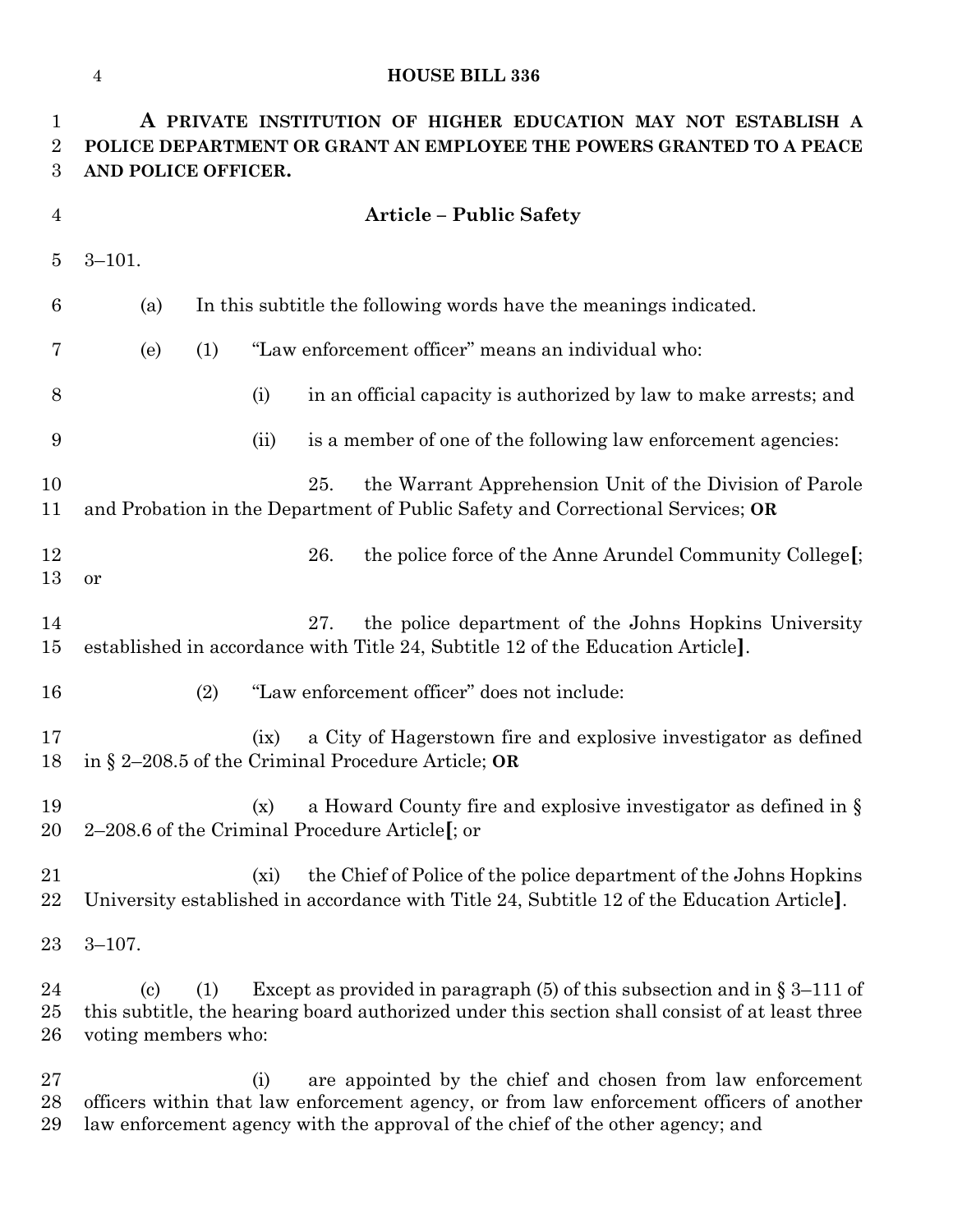**A PRIVATE INSTITUTION OF HIGHER EDUCATION MAY NOT ESTABLISH A POLICE DEPARTMENT OR GRANT AN EMPLOYEE THE POWERS GRANTED TO A PEACE AND POLICE OFFICER.**

**Article – Public Safety**

3–101.

(a) In this subtitle the following words have the meanings indicated.

(e) (1) "Law enforcement officer" means an individual who:

(i) in an official capacity is authorized by law to make arrests; and

(ii) is a member of one of the following law enforcement agencies:

25. the Warrant Apprehension Unit of the Division of Parole and Probation in the Department of Public Safety and Correctional Services; **OR**

26. the police force of the Anne Arundel Community College**[**; or

27. the police department of the Johns Hopkins University established in accordance with Title 24, Subtitle 12 of the Education Article**]**.

(2) "Law enforcement officer" does not include:

(ix) a City of Hagerstown fire and explosive investigator as defined in § 2–208.5 of the Criminal Procedure Article; **OR**

(x) a Howard County fire and explosive investigator as defined in § 2–208.6 of the Criminal Procedure Article**[**; or

(xi) the Chief of Police of the police department of the Johns Hopkins University established in accordance with Title 24, Subtitle 12 of the Education Article**]**.

3–107.

(c) (1) Except as provided in paragraph (5) of this subsection and in § 3–111 of this subtitle, the hearing board authorized under this section shall consist of at least three voting members who:

(i) are appointed by the chief and chosen from law enforcement officers within that law enforcement agency, or from law enforcement officers of another law enforcement agency with the approval of the chief of the other agency; and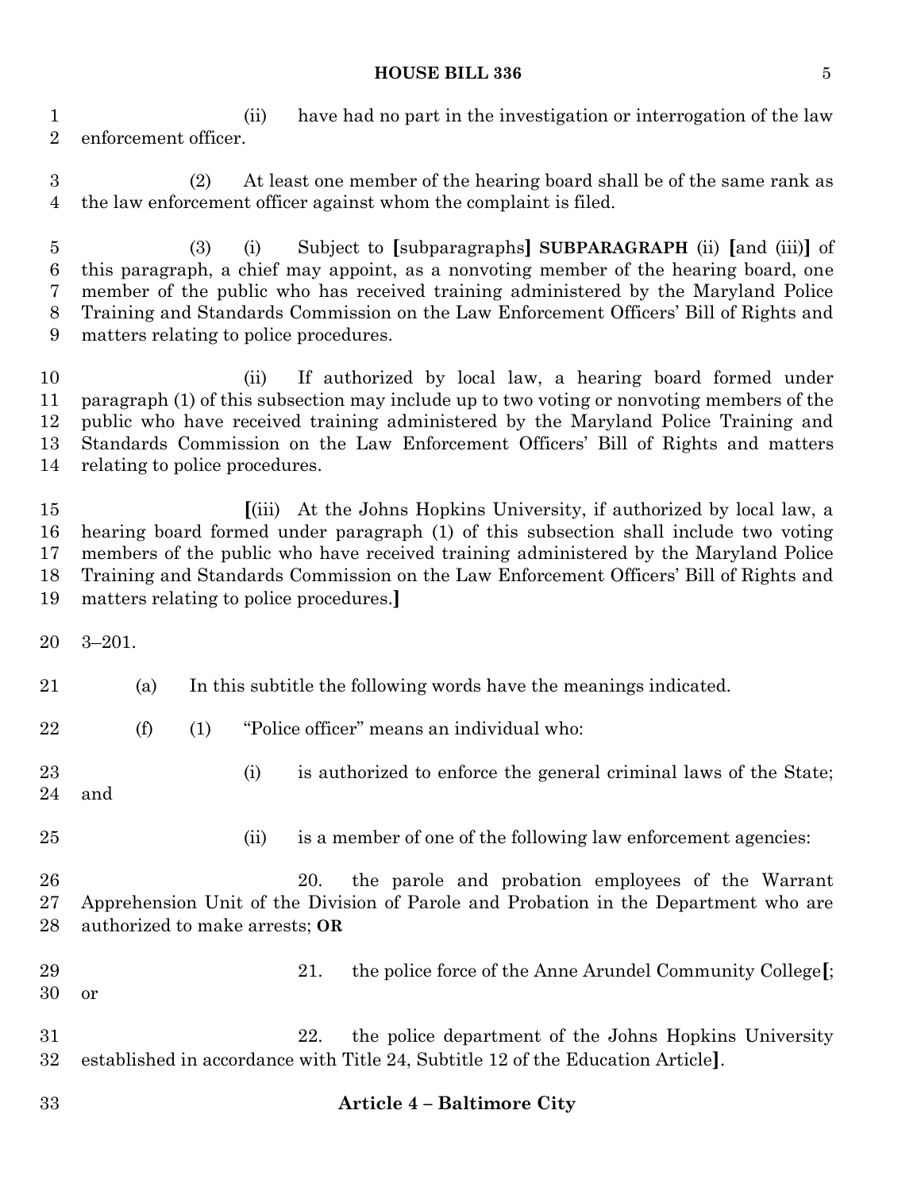(ii) have had no part in the investigation or interrogation of the law enforcement officer.

(2) At least one member of the hearing board shall be of the same rank as the law enforcement officer against whom the complaint is filed.

(3) (i) Subject to [subparagraphs] **SUBPARAGRAPH** (ii) [and (iii)] of this paragraph, a chief may appoint, as a nonvoting member of the hearing board, one member of the public who has received training administered by the Maryland Police Training and Standards Commission on the Law Enforcement Officers' Bill of Rights and matters relating to police procedures.

(ii) If authorized by local law, a hearing board formed under paragraph (1) of this subsection may include up to two voting or nonvoting members of the public who have received training administered by the Maryland Police Training and Standards Commission on the Law Enforcement Officers' Bill of Rights and matters relating to police procedures.

[(iii) At the Johns Hopkins University, if authorized by local law, a hearing board formed under paragraph (1) of this subsection shall include two voting members of the public who have received training administered by the Maryland Police Training and Standards Commission on the Law Enforcement Officers' Bill of Rights and matters relating to police procedures.]

3–201.

(a) In this subtitle the following words have the meanings indicated.

(f) (1) "Police officer" means an individual who:

(i) is authorized to enforce the general criminal laws of the State; and

(ii) is a member of one of the following law enforcement agencies:

20. the parole and probation employees of the Warrant Apprehension Unit of the Division of Parole and Probation in the Department who are authorized to make arrests; **OR**

21. the police force of the Anne Arundel Community College[; or

22. the police department of the Johns Hopkins University established in accordance with Title 24, Subtitle 12 of the Education Article].

**Article 4 – Baltimore City**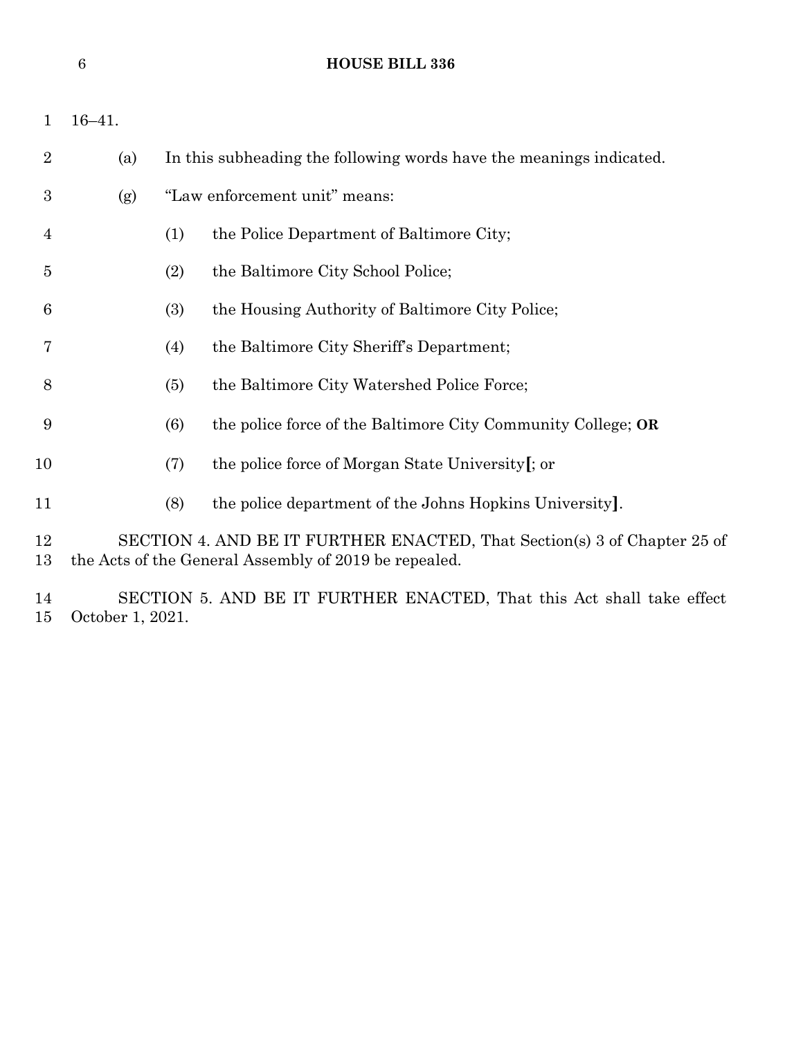16–41.

(a) In this subheading the following words have the meanings indicated.

(g) "Law enforcement unit" means:

(1) the Police Department of Baltimore City;

(2) the Baltimore City School Police;

(3) the Housing Authority of Baltimore City Police;

(4) the Baltimore City Sheriff's Department;

(5) the Baltimore City Watershed Police Force;

(6) the police force of the Baltimore City Community College; **OR**

(7) the police force of Morgan State University**[**; or

(8) the police department of the Johns Hopkins University**]**.

SECTION 4. AND BE IT FURTHER ENACTED, That Section(s) 3 of Chapter 25 of the Acts of the General Assembly of 2019 be repealed.

SECTION 5. AND BE IT FURTHER ENACTED, That this Act shall take effect October 1, 2021.